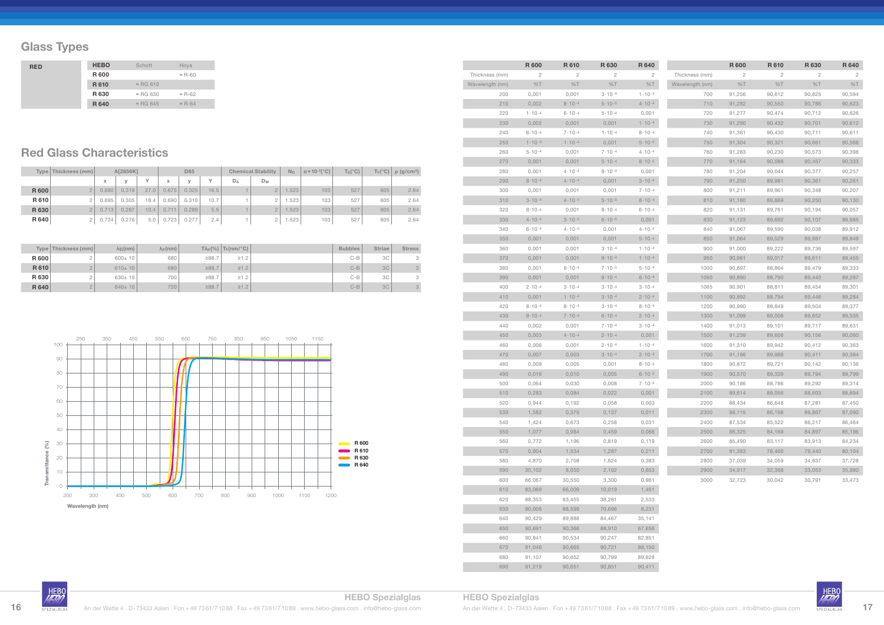## Glass Types

| RED | HEBO | Schott | Hoya |
|---|---|---|---|
| | R 600 | | ≈ R-60 |
| | R 610 | ≈ RG 610 | |
| | R 630 | ≈ RG 630 | ≈ R-62 |
| | R 640 | ≈ RG 645 | ≈ R-64 |

## Red Glass Characteristics

| Type | Thickness (mm) | A[2856K] | | | D65 | | | Chemical Stability | | $N_D$ | $\alpha \times 10^{-7}$(°C) | $T_G$(°C) | $T_s$(°C) | ρ (g/cm³) |
|---|---|---|---|---|---|---|---|---|---|---|---|---|---|---|
| | | x | y | Y | x | y | Y | $D_A$ | $D_W$ | | | | | |
| R 600 | 2 | 0.680 | 0.319 | 27.0 | 0.675 | 0.325 | 16.5 | 1 | 2 | 1.523 | 103 | 527 | 605 | 2.64 |
| R 610 | 2 | 0.695 | 0.305 | 18.4 | 0.690 | 0.310 | 10.7 | 1 | 2 | 1.523 | 103 | 527 | 605 | 2.64 |
| R 630 | 2 | 0.713 | 0.287 | 10.4 | 0.711 | 0.289 | 5.5 | 1 | 2 | 1.523 | 103 | 527 | 605 | 2.64 |
| R 640 | 2 | 0.724 | 0.276 | 5.0 | 0.723 | 0.277 | 2.4 | 1 | 2 | 1.523 | 103 | 527 | 605 | 2.64 |

| Type | Thickness (mm) | $\lambda_{\Pi}$(nm) | $\lambda_P$(nm) | $T\lambda_P$(%) | $T_K$(nm/°C) | | Bubbles | Striae | Stress |
|---|---|---|---|---|---|---|---|---|---|
| R 600 | 2 | 600± 10 | 680 | ≥88.7 | ≥1.2 | | C-B | 3C | 3 |
| R 610 | 2 | 610± 10 | 680 | ≥88.7 | ≥1.2 | | C-B | 3C | 3 |
| R 630 | 2 | 630± 10 | 700 | ≥88.7 | ≥1.2 | | C-B | 3C | 3 |
| R 640 | 2 | 640± 10 | 720 | ≥88.7 | ≥1.2 | | C-B | 3C | 3 |

| | R 600 | R 610 | R 630 | R 640 |
|---|---|---|---|---|
| Thickness (mm) | 2 | 2 | 2 | 2 |
| Wavelength (nm) | %T | %T | %T | %T |
| 200 | 0,001 | 0,001 | $3 \cdot 10^{-4}$ | $1 \cdot 10^{-4}$ |
| 210 | 0,002 | $8 \cdot 10^{-4}$ | $5 \cdot 10^{-5}$ | $4 \cdot 10^{-4}$ |
| 220 | $1 \cdot 10^{-4}$ | $6 \cdot 10^{-4}$ | $5 \cdot 10^{-4}$ | 0,001 |
| 230 | 0,002 | 0,001 | 0,001 | $1 \cdot 10^{-4}$ |
| 240 | $6 \cdot 10^{-4}$ | $7 \cdot 10^{-4}$ | $1 \cdot 10^{-4}$ | $8 \cdot 10^{-4}$ |
| 250 | $1 \cdot 10^{-3}$ | $1 \cdot 10^{-4}$ | 0,001 | $5 \cdot 10^{-5}$ |
| 260 | $5 \cdot 10^{-4}$ | 0,001 | $7 \cdot 10^{-4}$ | $4 \cdot 10^{-4}$ |
| 270 | 0,001 | 0,001 | $5 \cdot 10^{-4}$ | $8 \cdot 10^{-5}$ |
| 280 | 0,001 | $4 \cdot 10^{-4}$ | $8 \cdot 10^{-4}$ | 0,001 |
| 290 | $8 \cdot 10^{-4}$ | $4 \cdot 10^{-4}$ | 0,001 | $3 \cdot 10^{-4}$ |
| 300 | 0,001 | 0,001 | 0,001 | $7 \cdot 10^{-4}$ |
| 310 | $3 \cdot 10^{-4}$ | $4 \cdot 10^{-4}$ | $5 \cdot 10^{-5}$ | $8 \cdot 10^{-4}$ |
| 320 | $8 \cdot 10^{-4}$ | 0,001 | $8 \cdot 10^{-4}$ | $6 \cdot 10^{-4}$ |
| 330 | $4 \cdot 10^{-4}$ | $3 \cdot 10^{-5}$ | $6 \cdot 10^{-5}$ | 0,001 |
| 340 | $6 \cdot 10^{-4}$ | $4 \cdot 10^{-5}$ | 0,001 | $4 \cdot 10^{-4}$ |
| 350 | 0,001 | 0,001 | 0,001 | $5 \cdot 10^{-4}$ |
| 360 | 0,001 | 0,001 | $3 \cdot 10^{-4}$ | $1 \cdot 10^{-4}$ |
| 370 | 0,001 | 0,001 | $9 \cdot 10^{-4}$ | $1 \cdot 10^{-4}$ |
| 380 | 0,001 | $6 \cdot 10^{-4}$ | $7 \cdot 10^{-5}$ | $5 \cdot 10^{-4}$ |
| 390 | 0,001 | 0,001 | $8 \cdot 10^{-4}$ | $6 \cdot 10^{-4}$ |
| 400 | $2 \cdot 10^{-4}$ | $3 \cdot 10^{-4}$ | $3 \cdot 10^{-4}$ | $3 \cdot 10^{-4}$ |
| 410 | 0,001 | $1 \cdot 10^{-4}$ | $3 \cdot 10^{-4}$ | $2 \cdot 10^{-4}$ |
| 420 | $8 \cdot 10^{-4}$ | $8 \cdot 10^{-4}$ | $3 \cdot 10^{-4}$ | $8 \cdot 10^{-4}$ |
| 430 | $9 \cdot 10^{-4}$ | $7 \cdot 10^{-4}$ | $6 \cdot 10^{-4}$ | $2 \cdot 10^{-4}$ |
| 440 | 0,002 | 0,001 | $7 \cdot 10^{-4}$ | $3 \cdot 10^{-4}$ |
| 450 | 0,003 | $4 \cdot 10^{-4}$ | $2 \cdot 10^{-4}$ | 0,001 |
| 460 | 0,006 | 0,001 | $2 \cdot 10^{-4}$ | $1 \cdot 10^{-4}$ |
| 470 | 0,007 | 0,003 | $3 \cdot 10^{-4}$ | $2 \cdot 10^{-4}$ |
| 480 | 0,008 | 0,005 | 0,001 | $8 \cdot 10^{-5}$ |
| 490 | 0,016 | 0,010 | 0,005 | $6 \cdot 10^{-5}$ |
| 500 | 0,064 | 0,030 | 0,008 | $7 \cdot 10^{-5}$ |
| 510 | 0,283 | 0,084 | 0,022 | 0,001 |
| 520 | 0,944 | 0,192 | 0,058 | 0,003 |
| 530 | 1,582 | 0,379 | 0,137 | 0,011 |
| 540 | 1,424 | 0,673 | 0,258 | 0,031 |
| 550 | 1,077 | 0,984 | 0,459 | 0,066 |
| 560 | 0,772 | 1,196 | 0,819 | 0,119 |
| 570 | 0,904 | 1,534 | 1,287 | 0,211 |
| 580 | 4,870 | 2,708 | 1,624 | 0,383 |
| 590 | 30,102 | 8,050 | 2,102 | 0,653 |
| 600 | 66,067 | 30,550 | 3,300 | 0,961 |
| 610 | 83,069 | 66,009 | 10,019 | 1,451 |
| 620 | 88,353 | 83,455 | 38,281 | 2,533 |
| 630 | 90,006 | 88,599 | 70,696 | 8,231 |
| 640 | 90,429 | 89,888 | 84,467 | 35,141 |
| 650 | 90,691 | 90,366 | 88,910 | 67,656 |
| 660 | 90,841 | 90,534 | 90,247 | 82,851 |
| 670 | 91,046 | 90,665 | 90,721 | 88,150 |
| 680 | 91,107 | 90,652 | 90,799 | 89,828 |
| 690 | 91,219 | 90,651 | 90,851 | 90,411 |

| | R 600 | R 610 | R 630 | R 640 |
|---|---|---|---|---|
| Thickness (mm) | 2 | 2 | 2 | 2 |
| Wavelength (nm) | %T | %T | %T | %T |
| 700 | 91,256 | 90,612 | 90,825 | 90,594 |
| 710 | 91,282 | 90,550 | 90,786 | 90,623 |
| 720 | 91,277 | 90,474 | 90,712 | 90,626 |
| 730 | 91,290 | 90,432 | 90,701 | 90,612 |
| 740 | 91,361 | 90,430 | 90,711 | 90,611 |
| 750 | 91,304 | 90,321 | 90,661 | 90,568 |
| 760 | 91,283 | 90,230 | 90,573 | 90,398 |
| 770 | 91,164 | 90,088 | 90,457 | 90,333 |
| 780 | 91,204 | 90,044 | 90,377 | 90,257 |
| 790 | 91,250 | 89,981 | 90,361 | 90,261 |
| 800 | 91,211 | 89,961 | 90,348 | 90,207 |
| 810 | 91,180 | 89,869 | 90,250 | 90,130 |
| 820 | 91,131 | 89,761 | 90,194 | 90,057 |
| 830 | 91,123 | 89,692 | 90,107 | 89,985 |
| 840 | 91,067 | 89,590 | 90,038 | 89,912 |
| 850 | 91,064 | 89,529 | 89,987 | 89,849 |
| 900 | 91,000 | 89,222 | 89,736 | 89,597 |
| 950 | 90,961 | 89,017 | 89,611 | 89,455 |
| 1000 | 90,897 | 88,864 | 89,479 | 89,333 |
| 1050 | 90,890 | 88,790 | 89,440 | 89,287 |
| 1065 | 90,901 | 88,811 | 89,454 | 89,301 |
| 1100 | 90,892 | 88,794 | 89,446 | 89,284 |
| 1200 | 90,990 | 88,849 | 89,504 | 89,377 |
| 1300 | 91,099 | 89,008 | 89,652 | 89,535 |
| 1400 | 91,013 | 89,101 | 89,717 | 89,631 |
| 1500 | 91,239 | 89,608 | 90,156 | 90,060 |
| 1600 | 91,310 | 89,942 | 90,412 | 90,363 |
| 1700 | 91,186 | 89,988 | 90,411 | 90,384 |
| 1800 | 90,872 | 89,721 | 90,142 | 90,136 |
| 1900 | 90,570 | 89,339 | 89,794 | 89,799 |
| 2000 | 90,186 | 88,786 | 89,292 | 89,314 |
| 2100 | 89,614 | 88,056 | 88,603 | 88,694 |
| 2200 | 88,434 | 86,648 | 87,281 | 87,450 |
| 2300 | 88,115 | 86,198 | 86,867 | 87,090 |
| 2400 | 87,534 | 85,522 | 86,217 | 86,464 |
| 2500 | 86,325 | 84,169 | 84,897 | 85,196 |
| 2600 | 85,490 | 83,117 | 83,913 | 84,234 |
| 2700 | 81,383 | 78,460 | 79,440 | 80,104 |
| 2800 | 37,039 | 34,059 | 34,837 | 37,728 |
| 2900 | 34,917 | 32,368 | 33,053 | 35,880 |
| 3000 | 32,723 | 30,042 | 30,791 | 33,473 |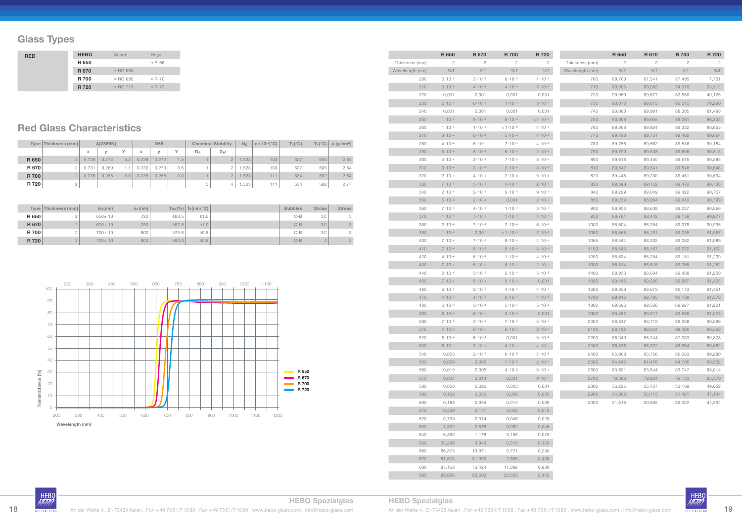## Glass Types

| RED | HEBO | Schott | Hoya |
|---|---|---|---|
| | R 650 | | ≈ R-66 |
| | R 670 | ≈ RG 665 | |
| | R 700 | ≈ RG 695 | ≈ R-70 |
| | R 720 | ≈ RG 715 | ≈ R-72 |

## Red Glass Characteristics

| Type | Thickness (mm) | A[2856K] | | | D65 | | | Chemical Stability | | $N_D$ | $\alpha \times 10^{-7}$(°C) | $T_g$(°C) | $T_s$(°C) | ρ (g/cm³) |
|---|---|---|---|---|---|---|---|---|---|---|---|---|---|---|
| | | x | y | Y | x | y | Y | $D_A$ | $D_W$ | | | | | |
| R 650 | 2 | 0.728 | 0.272 | 3.2 | 0.728 | 0.272 | 1.5 | 1 | 2 | 1.523 | 103 | 527 | 605 | 2.64 |
| R 670 | 2 | 0.731 | 0.269 | 1.1 | 0.730 | 0.270 | 0.5 | 1 | 2 | 1.523 | 103 | 527 | 605 | 2.64 |
| R 700 | 2 | 0.735 | 0.265 | 0.0 | 0.735 | 0.265 | 0.0 | 1 | 2 | 1.523 | 111 | 534 | 592 | 2.64 |
| R 720 | 2 | | | | | | | 5 | 4 | 1.523 | 111 | 534 | 592 | 2.77 |

| Type | Thickness (mm) | $\lambda_{\Pi}$(nm) | $\lambda_p$(nm) | $T\lambda_p$(%) | $T_k$(nm/°C) | | Bubbles | Striae | Stress |
|---|---|---|---|---|---|---|---|---|---|
| R 650 | 2 | 650± 10 | 720 | ≥88.5 | ≥1.0 | | C-B | 3C | 3 |
| R 670 | 2 | 670± 10 | 750 | ≥87.5 | ≥1.0 | | C-B | 3C | 3 |
| R 700 | 2 | 700± 10 | 800 | ≥79.8 | ≥0.8 | | C-B | 3C | 3 |
| R 720 | 2 | 720± 10 | 800 | ≥80.0 | ≥0.8 | | C-B | 4 | 3 |

250 350 450 550 650 750 850 950 1050 1150

100 90 80 70 60 50 40 30 20 10 0

Transmittance (%)

200 300 400 500 600 700 800 900 1000 1100 1200

Wavelength (nm)

R 650
R 670
R 700
R 720

| | R 650 | R 670 | R 700 | R 720 |
|---|---|---|---|---|
| Thickness (mm) | 2 | 2 | 2 | 2 |
| Wavelength (nm) | %T | %T | %T | %T |
| 200 | $6 \cdot 10^{-4}$ | $3 \cdot 10^{-4}$ | $8 \cdot 10^{-4}$ | $1 \cdot 10^{-4}$ |
| 210 | $3 \cdot 10^{-4}$ | $4 \cdot 10^{-4}$ | $4 \cdot 10^{-4}$ | $7 \cdot 10^{-4}$ |
| 220 | 0,001 | 0,001 | 0,001 | 0,001 |
| 230 | $2 \cdot 10^{-4}$ | $8 \cdot 10^{-4}$ | $1 \cdot 10^{-4}$ | $3 \cdot 10^{-4}$ |
| 240 | 0,001 | 0,001 | 0,001 | 0,001 |
| 250 | $1 \cdot 10^{-4}$ | $9 \cdot 10^{-4}$ | $5 \cdot 10^{-4}$ | $<1 \cdot 10^{-5}$ |
| 260 | $1 \cdot 10^{-4}$ | $1 \cdot 10^{-4}$ | $<1 \cdot 10^{-5}$ | $4 \cdot 10^{-4}$ |
| 270 | $3 \cdot 10^{-4}$ | $8 \cdot 10^{-4}$ | $5 \cdot 10^{-4}$ | $1 \cdot 10^{-4}$ |
| 280 | $4 \cdot 10^{-4}$ | $6 \cdot 10^{-5}$ | $7 \cdot 10^{-5}$ | $4 \cdot 10^{-4}$ |
| 290 | $5 \cdot 10^{-4}$ | $5 \cdot 10^{-4}$ | $6 \cdot 10^{-5}$ | $2 \cdot 10^{-4}$ |
| 300 | $4 \cdot 10^{-4}$ | $2 \cdot 10^{-4}$ | $7 \cdot 10^{-5}$ | $8 \cdot 10^{-4}$ |
| 310 | $3 \cdot 10^{-4}$ | $2 \cdot 10^{-4}$ | $2 \cdot 10^{-4}$ | $8 \cdot 10^{-4}$ |
| 320 | $2 \cdot 10^{-4}$ | $4 \cdot 10^{-4}$ | $7 \cdot 10^{-5}$ | $9 \cdot 10^{-5}$ |
| 330 | $7 \cdot 10^{-4}$ | $5 \cdot 10^{-4}$ | $4 \cdot 10^{-4}$ | $2 \cdot 10^{-4}$ |
| 340 | $2 \cdot 10^{-4}$ | $2 \cdot 10^{-4}$ | $6 \cdot 10^{-4}$ | $9 \cdot 10^{-4}$ |
| 350 | $5 \cdot 10^{-5}$ | $2 \cdot 10^{-4}$ | 0,001 | $2 \cdot 10^{-4}$ |
| 360 | $7 \cdot 10^{-4}$ | $4 \cdot 10^{-4}$ | $1 \cdot 10^{-4}$ | $3 \cdot 10^{-4}$ |
| 370 | $1 \cdot 10^{-4}$ | $7 \cdot 10^{-4}$ | $1 \cdot 10^{-4}$ | $1 \cdot 10^{-4}$ |
| 380 | $2 \cdot 10^{-4}$ | $7 \cdot 10^{-4}$ | $2 \cdot 10^{-4}$ | $6 \cdot 10^{-4}$ |
| 390 | $1 \cdot 10^{-4}$ | 0,001 | $<1 \cdot 10^{-5}$ | $7 \cdot 10^{-4}$ |
| 400 | $7 \cdot 10^{-4}$ | $7 \cdot 10^{-4}$ | $8 \cdot 10^{-4}$ | $4 \cdot 10^{-4}$ |
| 410 | $7 \cdot 10^{-4}$ | $8 \cdot 10^{-4}$ | $5 \cdot 10^{-4}$ | $3 \cdot 10^{-4}$ |
| 420 | $4 \cdot 10^{-4}$ | $6 \cdot 10^{-4}$ | $1 \cdot 10^{-4}$ | $4 \cdot 10^{-4}$ |
| 430 | $7 \cdot 10^{-4}$ | $5 \cdot 10^{-4}$ | $6 \cdot 10^{-4}$ | $2 \cdot 10^{-4}$ |
| 440 | $2 \cdot 10^{-4}$ | $3 \cdot 10^{-4}$ | $2 \cdot 10^{-4}$ | $5 \cdot 10^{-5}$ |
| 450 | $7 \cdot 10^{-4}$ | $6 \cdot 10^{-4}$ | $5 \cdot 10^{-4}$ | 0,001 |
| 460 | $6 \cdot 10^{-4}$ | $2 \cdot 10^{-5}$ | $4 \cdot 10^{-4}$ | $4 \cdot 10^{-4}$ |
| 470 | $4 \cdot 10^{-4}$ | $4 \cdot 10^{-5}$ | $2 \cdot 10^{-4}$ | $4 \cdot 10^{-5}$ |
| 480 | $6 \cdot 10^{-5}$ | $3 \cdot 10^{-4}$ | $5 \cdot 10^{-5}$ | $5 \cdot 10^{-4}$ |
| 490 | $6 \cdot 10^{-4}$ | $6 \cdot 10^{-5}$ | $3 \cdot 10^{-4}$ | 0,001 |
| 500 | $7 \cdot 10^{-5}$ | $3 \cdot 10^{-4}$ | $7 \cdot 10^{-4}$ | $5 \cdot 10^{-5}$ |
| 510 | $7 \cdot 10^{-5}$ | $6 \cdot 10^{-5}$ | $6 \cdot 10^{-5}$ | $8 \cdot 10^{-4}$ |
| 520 | $8 \cdot 10^{-4}$ | $6 \cdot 10^{-4}$ | 0,001 | $9 \cdot 10^{-4}$ |
| 530 | $8 \cdot 10^{-4}$ | $3 \cdot 10^{-4}$ | $4 \cdot 10^{-4}$ | $4 \cdot 10^{-4}$ |
| 540 | 0,003 | $2 \cdot 10^{-4}$ | $6 \cdot 10^{-5}$ | $7 \cdot 10^{-5}$ |
| 550 | 0,009 | 0,002 | $7 \cdot 10^{-5}$ | $2 \cdot 10^{-4}$ |
| 560 | 0,019 | 0,005 | $4 \cdot 10^{-5}$ | $5 \cdot 10^{-4}$ |
| 570 | 0,034 | 0,014 | 0,001 | $9 \cdot 10^{-4}$ |
| 580 | 0,058 | 0,026 | 0,003 | 0,001 |
| 590 | 0,102 | 0,050 | 0,008 | 0,005 |
| 600 | 0,188 | 0,094 | 0,014 | 0,009 |
| 610 | 0,359 | 0,177 | 0,025 | 0,018 |
| 620 | 0,700 | 0,314 | 0,045 | 0,028 |
| 630 | 1,802 | 0,576 | 0,082 | 0,046 |
| 640 | 6,863 | 1,178 | 0,155 | 0,078 |
| 650 | 33,246 | 3,940 | 0,315 | 0,129 |
| 660 | 66,373 | 19,971 | 0,771 | 0,230 |
| 670 | 81,673 | 51,390 | 2,685 | 0,435 |
| 680 | 87,168 | 73,424 | 11,092 | 0,930 |
| 690 | 89,096 | 83,502 | 32,603 | 2,442 |

| | R 650 | R 670 | R 700 | R 720 |
|---|---|---|---|---|
| Thickness (mm) | 2 | 2 | 2 | 2 |
| Wavelength (nm) | %T | %T | %T | %T |
| 700 | 89,768 | 87,541 | 57,495 | 7,731 |
| 710 | 89,993 | 89,082 | 74,016 | 23,312 |
| 720 | 90,050 | 89,677 | 82,580 | 49,125 |
| 730 | 90,073 | 89,873 | 86,515 | 70,290 |
| 740 | 90,088 | 89,991 | 88,305 | 81,498 |
| 750 | 90,009 | 89,955 | 89,061 | 86,522 |
| 760 | 89,868 | 89,824 | 89,332 | 88,655 |
| 770 | 89,798 | 89,751 | 89,462 | 89,664 |
| 780 | 89,756 | 89,662 | 89,536 | 90,184 |
| 790 | 89,790 | 89,638 | 89,606 | 90,513 |
| 800 | 89,618 | 89,450 | 89,575 | 90,585 |
| 810 | 89,542 | 89,341 | 89,546 | 90,648 |
| 820 | 89,448 | 89,230 | 89,481 | 90,694 |
| 830 | 89,398 | 89,152 | 89,472 | 90,736 |
| 840 | 89,299 | 89,049 | 89,422 | 90,757 |
| 850 | 89,239 | 88,984 | 89,410 | 90,799 |
| 900 | 88,953 | 88,638 | 89,237 | 90,866 |
| 950 | 88,764 | 88,442 | 89,158 | 90,977 |
| 1000 | 88,604 | 88,254 | 89,078 | 90,995 |
| 1050 | 88,565 | 88,181 | 89,035 | 91,067 |
| 1065 | 88,544 | 88,202 | 89,082 | 91,089 |
| 1100 | 88,543 | 88,187 | 89,070 | 91,102 |
| 1200 | 88,634 | 88,284 | 89,181 | 91,209 |
| 1300 | 88,814 | 88,515 | 89,355 | 91,252 |
| 1400 | 88,933 | 88,684 | 89,438 | 91,250 |
| 1500 | 89,486 | 89,266 | 89,907 | 91,405 |
| 1600 | 89,858 | 89,673 | 90,173 | 91,451 |
| 1700 | 89,916 | 89,785 | 90,189 | 91,376 |
| 1800 | 89,696 | 89,568 | 89,927 | 91,221 |
| 1900 | 89,357 | 89,217 | 89,585 | 91,075 |
| 2000 | 88,847 | 88,713 | 89,088 | 90,896 |
| 2100 | 88,192 | 88,034 | 88,426 | 90,568 |
| 2200 | 86,940 | 86,744 | 87,053 | 89,878 |
| 2300 | 86,536 | 86,372 | 86,684 | 89,682 |
| 2400 | 85,908 | 85,758 | 86,063 | 89,280 |
| 2500 | 84,645 | 84,476 | 84,705 | 88,532 |
| 2600 | 83,691 | 83,544 | 83,747 | 88,014 |
| 2700 | 79,398 | 79,204 | 79,133 | 85,370 |
| 2800 | 36,225 | 35,137 | 33,189 | 49,652 |
| 2900 | 34,068 | 33,113 | 31,421 | 47,144 |
| 3000 | 31,616 | 30,692 | 29,322 | 44,934 |